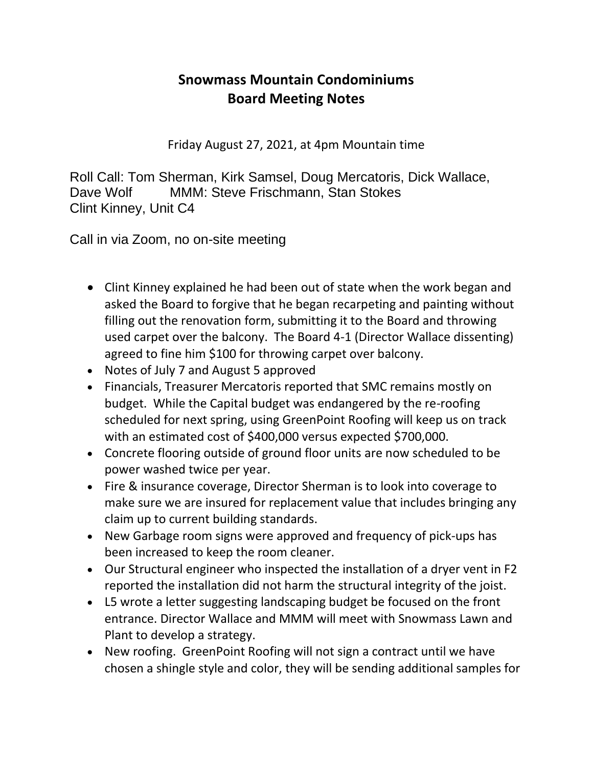# Snowmass Mountain Condominiums
# Board Meeting Notes

Friday August 27, 2021, at 4pm Mountain time

Roll Call: Tom Sherman, Kirk Samsel, Doug Mercatoris, Dick Wallace, Dave Wolf MMM: Steve Frischmann, Stan Stokes
Clint Kinney, Unit C4

Call in via Zoom, no on-site meeting

- Clint Kinney explained he had been out of state when the work began and asked the Board to forgive that he began recarpeting and painting without filling out the renovation form, submitting it to the Board and throwing used carpet over the balcony. The Board 4-1 (Director Wallace dissenting) agreed to fine him $100 for throwing carpet over balcony.
- Notes of July 7 and August 5 approved
- Financials, Treasurer Mercatoris reported that SMC remains mostly on budget. While the Capital budget was endangered by the re-roofing scheduled for next spring, using GreenPoint Roofing will keep us on track with an estimated cost of $400,000 versus expected $700,000.
- Concrete flooring outside of ground floor units are now scheduled to be power washed twice per year.
- Fire & insurance coverage, Director Sherman is to look into coverage to make sure we are insured for replacement value that includes bringing any claim up to current building standards.
- New Garbage room signs were approved and frequency of pick-ups has been increased to keep the room cleaner.
- Our Structural engineer who inspected the installation of a dryer vent in F2 reported the installation did not harm the structural integrity of the joist.
- L5 wrote a letter suggesting landscaping budget be focused on the front entrance. Director Wallace and MMM will meet with Snowmass Lawn and Plant to develop a strategy.
- New roofing. GreenPoint Roofing will not sign a contract until we have chosen a shingle style and color, they will be sending additional samples for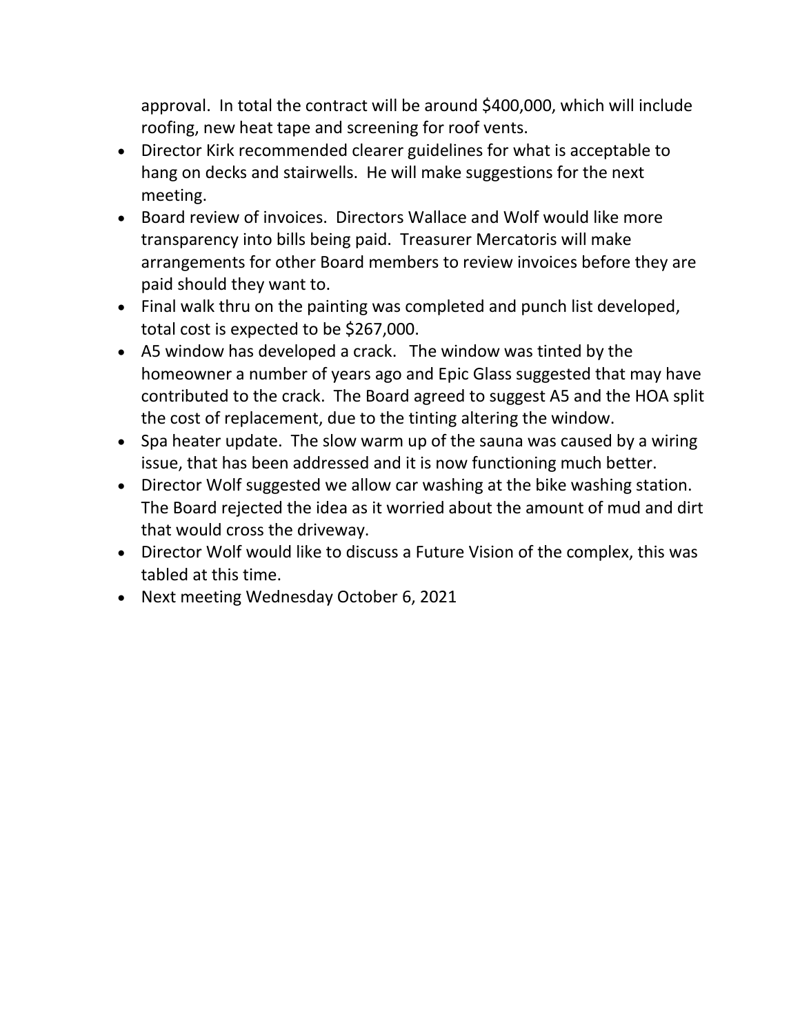approval. In total the contract will be around $400,000, which will include roofing, new heat tape and screening for roof vents.

- Director Kirk recommended clearer guidelines for what is acceptable to hang on decks and stairwells. He will make suggestions for the next meeting.
- Board review of invoices. Directors Wallace and Wolf would like more transparency into bills being paid. Treasurer Mercatoris will make arrangements for other Board members to review invoices before they are paid should they want to.
- Final walk thru on the painting was completed and punch list developed, total cost is expected to be $267,000.
- A5 window has developed a crack. The window was tinted by the homeowner a number of years ago and Epic Glass suggested that may have contributed to the crack. The Board agreed to suggest A5 and the HOA split the cost of replacement, due to the tinting altering the window.
- Spa heater update. The slow warm up of the sauna was caused by a wiring issue, that has been addressed and it is now functioning much better.
- Director Wolf suggested we allow car washing at the bike washing station. The Board rejected the idea as it worried about the amount of mud and dirt that would cross the driveway.
- Director Wolf would like to discuss a Future Vision of the complex, this was tabled at this time.
- Next meeting Wednesday October 6, 2021